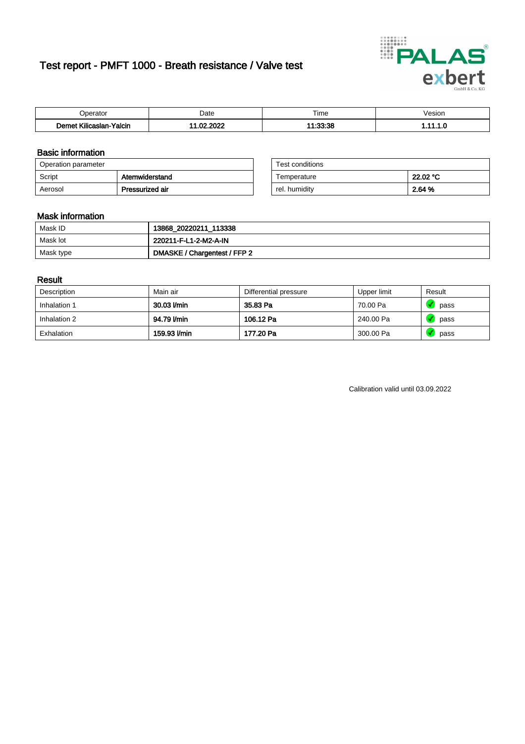# Test report - PMFT 1000 - Breath resistance / Valve test

| Operator | Date | Time | Vesion |
|---|---|---|---|
| **Demet Kilicaslan-Yalcin** | **11.02.2022** | **11:33:38** | **1.11.1.0** |

## Basic information

| Operation parameter | |
|---|---|
| Script | **Atemwiderstand** |
| Aerosol | **Pressurized air** |

| Test conditions | |
|---|---|
| Temperature | **22.02 °C** |
| rel. humidity | **2.64 %** |

## Mask information

| | |
|---|---|
| Mask ID | **13868_20220211_113338** |
| Mask lot | **220211-F-L1-2-M2-A-IN** |
| Mask type | **DMASKE / Chargentest / FFP 2** |

## Result

| Description | Main air | Differential pressure | Upper limit | Result |
|---|---|---|---|---|
| Inhalation 1 | **30.03 l/min** | **35.83 Pa** | 70.00 Pa | pass |
| Inhalation 2 | **94.79 l/min** | **106.12 Pa** | 240.00 Pa | pass |
| Exhalation | **159.93 l/min** | **177.20 Pa** | 300.00 Pa | pass |

Calibration valid until 03.09.2022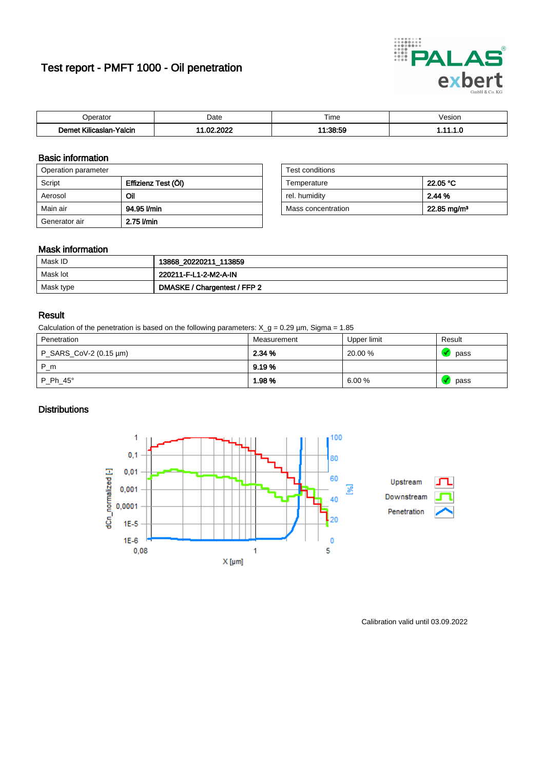# Test report - PMFT 1000 - Oil penetration

PALAS exbert GmbH & Co. KG

| Operator | Date | Time | Vesion |
|---|---|---|---|
| **Demet Kilicaslan-Yalcin** | **11.02.2022** | **11:38:59** | **1.11.1.0** |

## Basic information

| Operation parameter | |
|---|---|
| Script | **Effizienz Test (Öl)** |
| Aerosol | **Oil** |
| Main air | **94.95 l/min** |
| Generator air | **2.75 l/min** |

| Test conditions | |
|---|---|
| Temperature | **22.05 °C** |
| rel. humidity | **2.44 %** |
| Mass concentration | **22.85 mg/m³** |

## Mask information

| | |
|---|---|
| Mask ID | **13868_20220211_113859** |
| Mask lot | **220211-F-L1-2-M2-A-IN** |
| Mask type | **DMASKE / Chargentest / FFP 2** |

## Result

Calculation of the penetration is based on the following parameters: X_g = 0.29 µm, Sigma = 1.85

| Penetration | Measurement | Upper limit | Result |
|---|---|---|---|
| P_SARS_CoV-2 (0.15 µm) | **2.34 %** | 20.00 % | pass |
| P_m | **9.19 %** | | |
| P_Ph_45° | **1.98 %** | 6.00 % | pass |

## Distributions

dCn_normalized [-]
1
0,1
0,01
0,001
0,0001
1E-5
1E-6
0,08
1
5
X [µm]
[%]
100
80
60
40
20
0
Upstream
Downstream
Penetration

Calibration valid until 03.09.2022